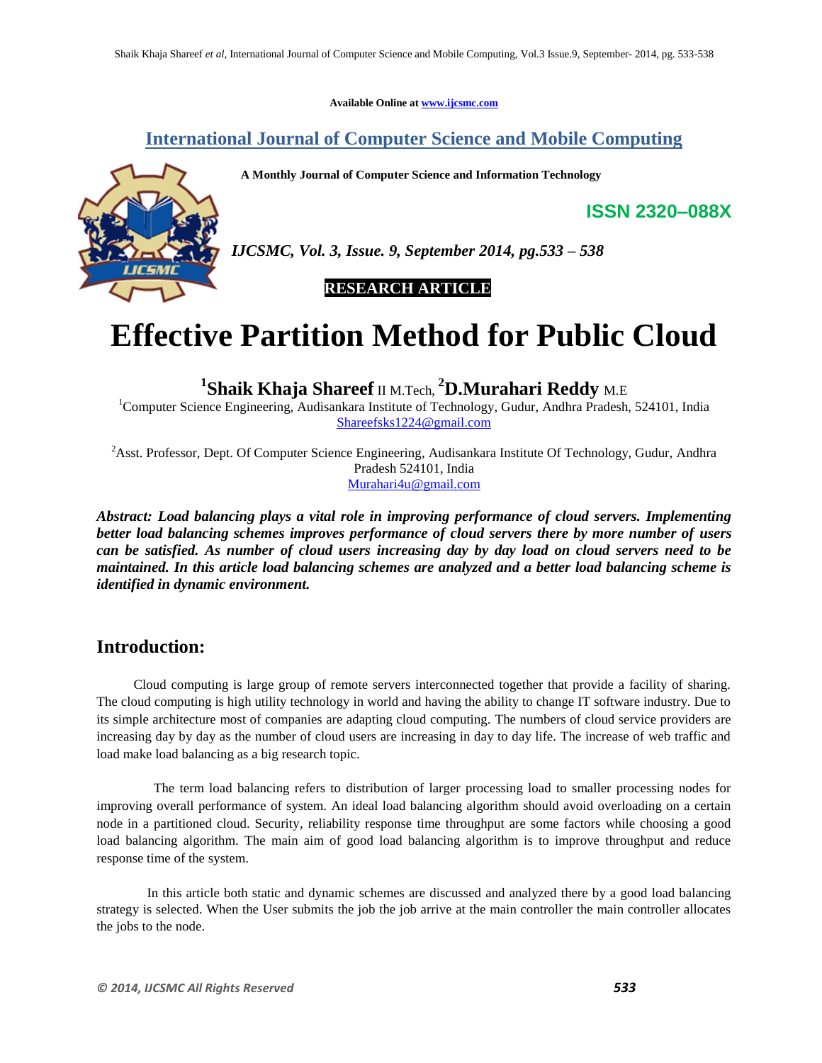Available Online at www.ijcsmc.com

## International Journal of Computer Science and Mobile Computing

**A Monthly Journal of Computer Science and Information Technology**

**ISSN 2320–088X**

***IJCSMC, Vol. 3, Issue. 9, September 2014, pg.533 – 538***

**RESEARCH ARTICLE**

# Effective Partition Method for Public Cloud

[1]**Shaik Khaja Shareef** II M.Tech, [2]**D.Murahari Reddy** M.E

[1]Computer Science Engineering, Audisankara Institute of Technology, Gudur, Andhra Pradesh, 524101, India
Shareefsks1224@gmail.com

[2]Asst. Professor, Dept. Of Computer Science Engineering, Audisankara Institute Of Technology, Gudur, Andhra Pradesh 524101, India
Murahari4u@gmail.com

***Abstract: Load balancing plays a vital role in improving performance of cloud servers. Implementing better load balancing schemes improves performance of cloud servers there by more number of users can be satisfied. As number of cloud users increasing day by day load on cloud servers need to be maintained. In this article load balancing schemes are analyzed and a better load balancing scheme is identified in dynamic environment.***

## Introduction:

Cloud computing is large group of remote servers interconnected together that provide a facility of sharing. The cloud computing is high utility technology in world and having the ability to change IT software industry. Due to its simple architecture most of companies are adapting cloud computing. The numbers of cloud service providers are increasing day by day as the number of cloud users are increasing in day to day life. The increase of web traffic and load make load balancing as a big research topic.

The term load balancing refers to distribution of larger processing load to smaller processing nodes for improving overall performance of system. An ideal load balancing algorithm should avoid overloading on a certain node in a partitioned cloud. Security, reliability response time throughput are some factors while choosing a good load balancing algorithm. The main aim of good load balancing algorithm is to improve throughput and reduce response time of the system.

In this article both static and dynamic schemes are discussed and analyzed there by a good load balancing strategy is selected. When the User submits the job the job arrive at the main controller the main controller allocates the jobs to the node.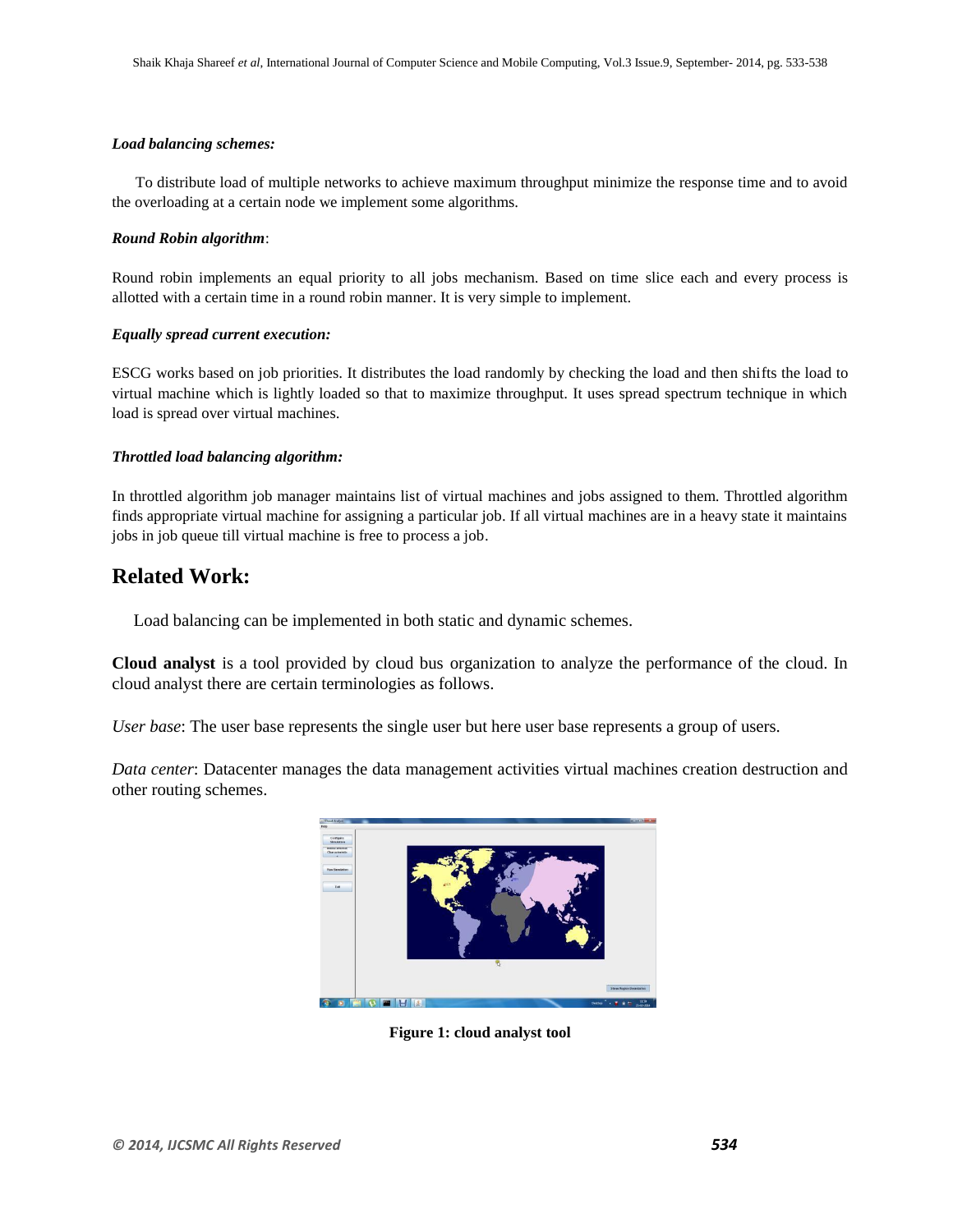***Load balancing schemes:***

To distribute load of multiple networks to achieve maximum throughput minimize the response time and to avoid the overloading at a certain node we implement some algorithms.

***Round Robin algorithm***:

Round robin implements an equal priority to all jobs mechanism. Based on time slice each and every process is allotted with a certain time in a round robin manner. It is very simple to implement.

***Equally spread current execution:***

ESCG works based on job priorities. It distributes the load randomly by checking the load and then shifts the load to virtual machine which is lightly loaded so that to maximize throughput. It uses spread spectrum technique in which load is spread over virtual machines.

***Throttled load balancing algorithm:***

In throttled algorithm job manager maintains list of virtual machines and jobs assigned to them. Throttled algorithm finds appropriate virtual machine for assigning a particular job. If all virtual machines are in a heavy state it maintains jobs in job queue till virtual machine is free to process a job.

## Related Work:

Load balancing can be implemented in both static and dynamic schemes.

**Cloud analyst** is a tool provided by cloud bus organization to analyze the performance of the cloud. In cloud analyst there are certain terminologies as follows.

*User base*: The user base represents the single user but here user base represents a group of users.

*Data center*: Datacenter manages the data management activities virtual machines creation destruction and other routing schemes.

**Figure 1: cloud analyst tool**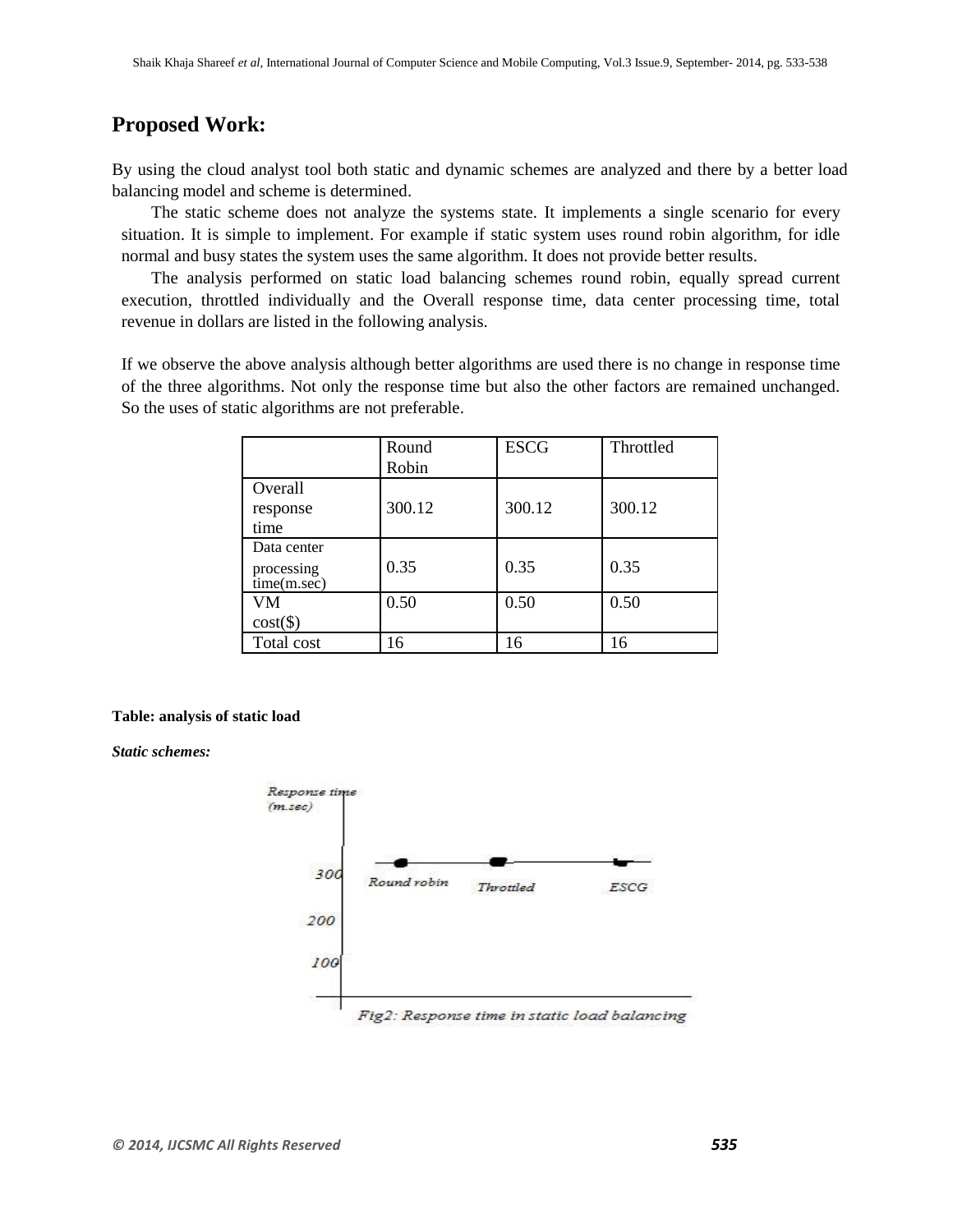## Proposed Work:

By using the cloud analyst tool both static and dynamic schemes are analyzed and there by a better load balancing model and scheme is determined.

The static scheme does not analyze the systems state. It implements a single scenario for every situation. It is simple to implement. For example if static system uses round robin algorithm, for idle normal and busy states the system uses the same algorithm. It does not provide better results.

The analysis performed on static load balancing schemes round robin, equally spread current execution, throttled individually and the Overall response time, data center processing time, total revenue in dollars are listed in the following analysis.

If we observe the above analysis although better algorithms are used there is no change in response time of the three algorithms. Not only the response time but also the other factors are remained unchanged. So the uses of static algorithms are not preferable.

| | Round Robin | ESCG | Throttled |
|---|---|---|---|
| Overall response time | 300.12 | 300.12 | 300.12 |
| Data center processing time(m.sec) | 0.35 | 0.35 | 0.35 |
| VM cost($) | 0.50 | 0.50 | 0.50 |
| Total cost | 16 | 16 | 16 |

**Table: analysis of static load**

***Static schemes:***

Response time (m.sec)

300, 200, 100

Round robin, Throttled, ESCG

*Fig2: Response time in static load balancing*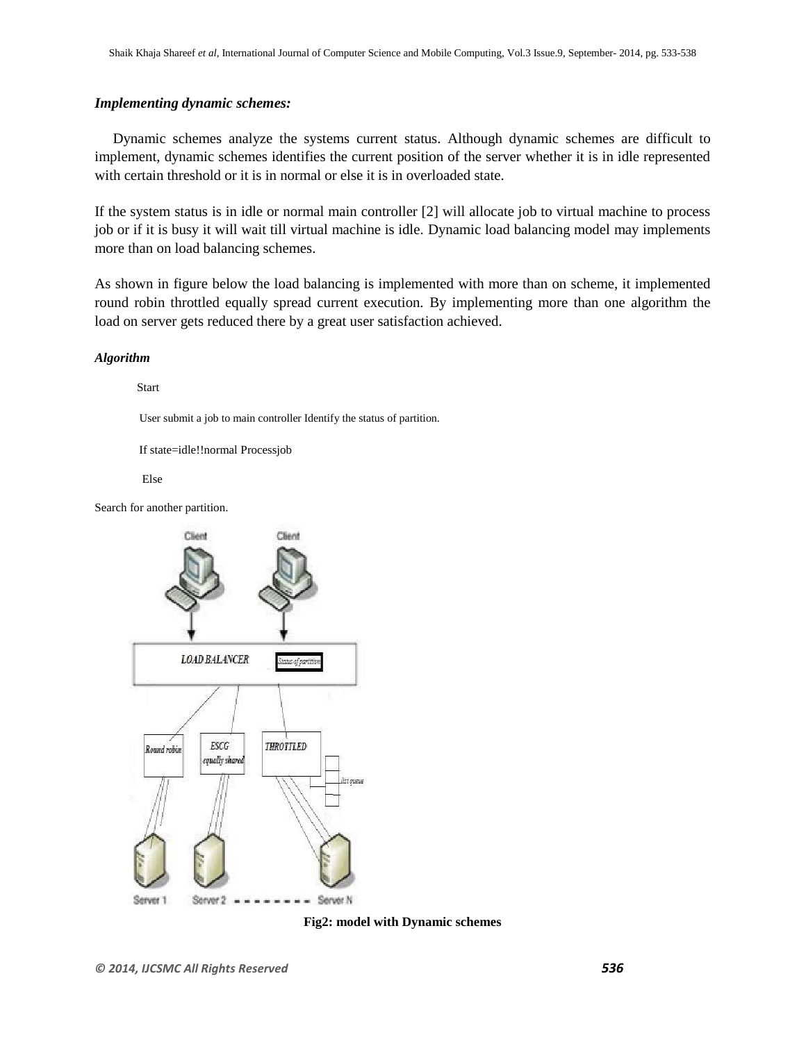### *Implementing dynamic schemes:*

Dynamic schemes analyze the systems current status. Although dynamic schemes are difficult to implement, dynamic schemes identifies the current position of the server whether it is in idle represented with certain threshold or it is in normal or else it is in overloaded state.

If the system status is in idle or normal main controller [2] will allocate job to virtual machine to process job or if it is busy it will wait till virtual machine is idle. Dynamic load balancing model may implements more than on load balancing schemes.

As shown in figure below the load balancing is implemented with more than on scheme, it implemented round robin throttled equally spread current execution. By implementing more than one algorithm the load on server gets reduced there by a great user satisfaction achieved.

#### *Algorithm*

Start

User submit a job to main controller Identify the status of partition.

If state=idle!!normal Processjob

Else

Search for another partition.

**Fig2: model with Dynamic schemes**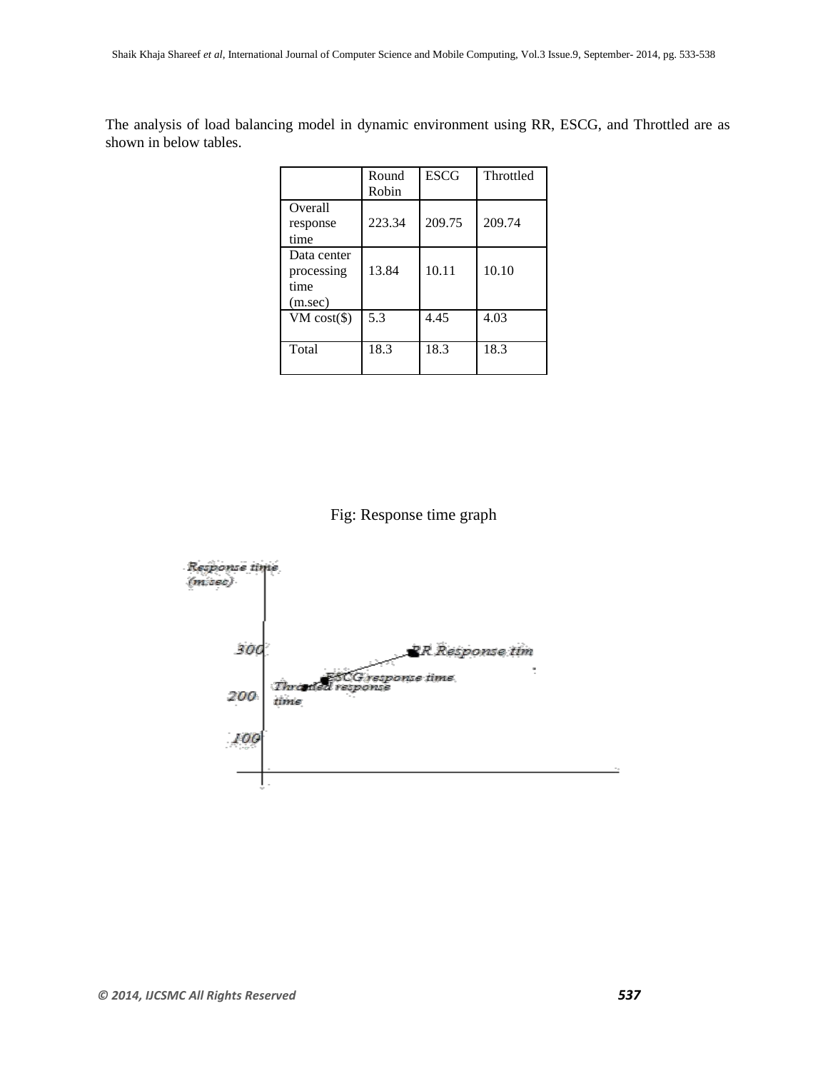The analysis of load balancing model in dynamic environment using RR, ESCG, and Throttled are as shown in below tables.

| | Round Robin | ESCG | Throttled |
|---|---|---|---|
| Overall response time | 223.34 | 209.75 | 209.74 |
| Data center processing time (m.sec) | 13.84 | 10.11 | 10.10 |
| VM cost($) | 5.3 | 4.45 | 4.03 |
| Total | 18.3 | 18.3 | 18.3 |

Fig: Response time graph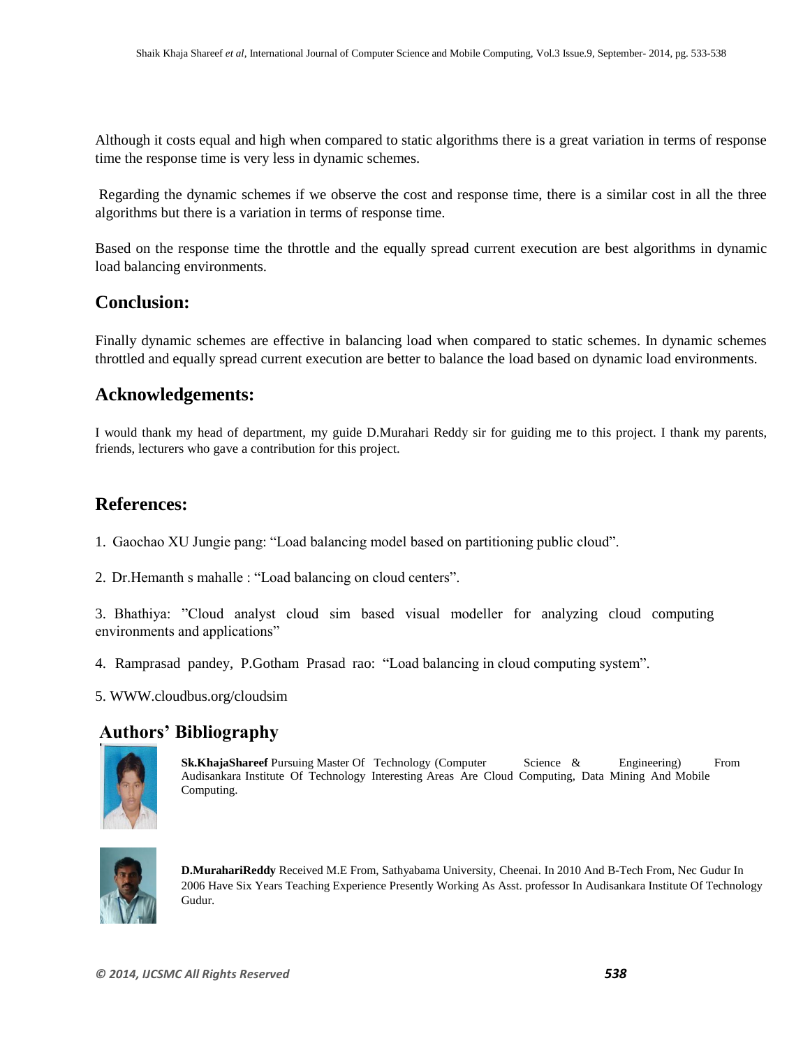Although it costs equal and high when compared to static algorithms there is a great variation in terms of response time the response time is very less in dynamic schemes.

Regarding the dynamic schemes if we observe the cost and response time, there is a similar cost in all the three algorithms but there is a variation in terms of response time.

Based on the response time the throttle and the equally spread current execution are best algorithms in dynamic load balancing environments.

## Conclusion:

Finally dynamic schemes are effective in balancing load when compared to static schemes. In dynamic schemes throttled and equally spread current execution are better to balance the load based on dynamic load environments.

## Acknowledgements:

I would thank my head of department, my guide D.Murahari Reddy sir for guiding me to this project. I thank my parents, friends, lecturers who gave a contribution for this project.

## References:

1. Gaochao XU Jungie pang: "Load balancing model based on partitioning public cloud".

2. Dr.Hemanth s mahalle : "Load balancing on cloud centers".

3. Bhathiya: "Cloud analyst cloud sim based visual modeller for analyzing cloud computing environments and applications"

4. Ramprasad pandey, P.Gotham Prasad rao: "Load balancing in cloud computing system".

5. WWW.cloudbus.org/cloudsim

## Authors' Bibliography

**Sk.KhajaShareef** Pursuing Master Of Technology (Computer Science & Engineering) From Audisankara Institute Of Technology Interesting Areas Are Cloud Computing, Data Mining And Mobile Computing.

**D.MurahariReddy** Received M.E From, Sathyabama University, Cheenai. In 2010 And B-Tech From, Nec Gudur In 2006 Have Six Years Teaching Experience Presently Working As Asst. professor In Audisankara Institute Of Technology Gudur.